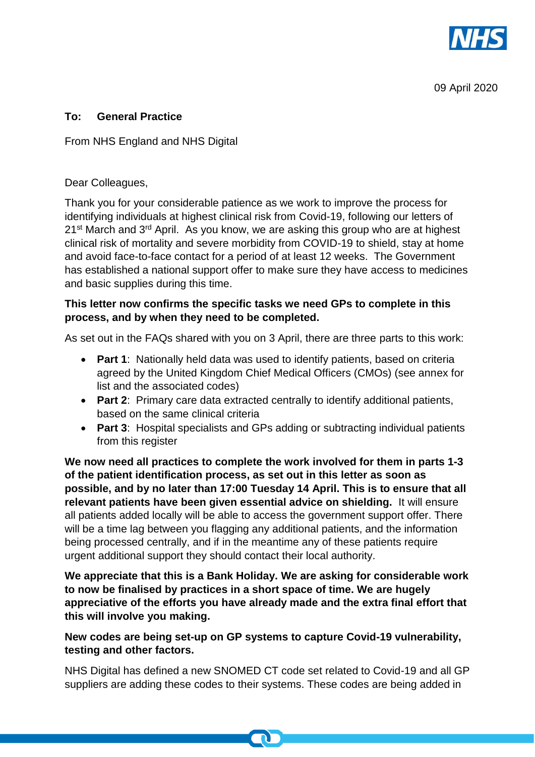09 April 2020

**To: General Practice**

From NHS England and NHS Digital

Dear Colleagues,

Thank you for your considerable patience as we work to improve the process for identifying individuals at highest clinical risk from Covid-19, following our letters of 21st March and 3rd April. As you know, we are asking this group who are at highest clinical risk of mortality and severe morbidity from COVID-19 to shield, stay at home and avoid face-to-face contact for a period of at least 12 weeks. The Government has established a national support offer to make sure they have access to medicines and basic supplies during this time.

**This letter now confirms the specific tasks we need GPs to complete in this process, and by when they need to be completed.**

As set out in the FAQs shared with you on 3 April, there are three parts to this work:

- **Part 1**: Nationally held data was used to identify patients, based on criteria agreed by the United Kingdom Chief Medical Officers (CMOs) (see annex for list and the associated codes)
- **Part 2**: Primary care data extracted centrally to identify additional patients, based on the same clinical criteria
- **Part 3**: Hospital specialists and GPs adding or subtracting individual patients from this register

**We now need all practices to complete the work involved for them in parts 1-3 of the patient identification process, as set out in this letter as soon as possible, and by no later than 17:00 Tuesday 14 April. This is to ensure that all relevant patients have been given essential advice on shielding.** It will ensure all patients added locally will be able to access the government support offer. There will be a time lag between you flagging any additional patients, and the information being processed centrally, and if in the meantime any of these patients require urgent additional support they should contact their local authority.

**We appreciate that this is a Bank Holiday. We are asking for considerable work to now be finalised by practices in a short space of time. We are hugely appreciative of the efforts you have already made and the extra final effort that this will involve you making.**

**New codes are being set-up on GP systems to capture Covid-19 vulnerability, testing and other factors.**

NHS Digital has defined a new SNOMED CT code set related to Covid-19 and all GP suppliers are adding these codes to their systems. These codes are being added in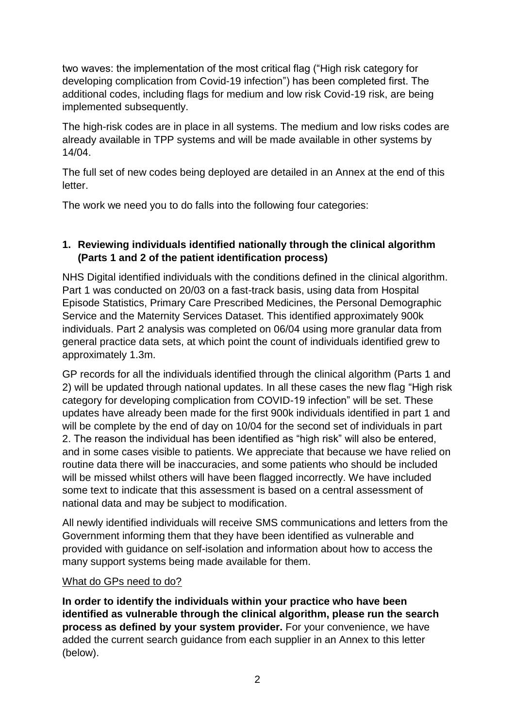two waves: the implementation of the most critical flag ("High risk category for developing complication from Covid-19 infection") has been completed first. The additional codes, including flags for medium and low risk Covid-19 risk, are being implemented subsequently.

The high-risk codes are in place in all systems. The medium and low risks codes are already available in TPP systems and will be made available in other systems by 14/04.

The full set of new codes being deployed are detailed in an Annex at the end of this letter.

The work we need you to do falls into the following four categories:

**1. Reviewing individuals identified nationally through the clinical algorithm (Parts 1 and 2 of the patient identification process)**

NHS Digital identified individuals with the conditions defined in the clinical algorithm. Part 1 was conducted on 20/03 on a fast-track basis, using data from Hospital Episode Statistics, Primary Care Prescribed Medicines, the Personal Demographic Service and the Maternity Services Dataset. This identified approximately 900k individuals. Part 2 analysis was completed on 06/04 using more granular data from general practice data sets, at which point the count of individuals identified grew to approximately 1.3m.

GP records for all the individuals identified through the clinical algorithm (Parts 1 and 2) will be updated through national updates. In all these cases the new flag "High risk category for developing complication from COVID-19 infection" will be set. These updates have already been made for the first 900k individuals identified in part 1 and will be complete by the end of day on 10/04 for the second set of individuals in part 2. The reason the individual has been identified as "high risk" will also be entered, and in some cases visible to patients. We appreciate that because we have relied on routine data there will be inaccuracies, and some patients who should be included will be missed whilst others will have been flagged incorrectly. We have included some text to indicate that this assessment is based on a central assessment of national data and may be subject to modification.

All newly identified individuals will receive SMS communications and letters from the Government informing them that they have been identified as vulnerable and provided with guidance on self-isolation and information about how to access the many support systems being made available for them.

<u>What do GPs need to do?</u>

**In order to identify the individuals within your practice who have been identified as vulnerable through the clinical algorithm, please run the search process as defined by your system provider.** For your convenience, we have added the current search guidance from each supplier in an Annex to this letter (below).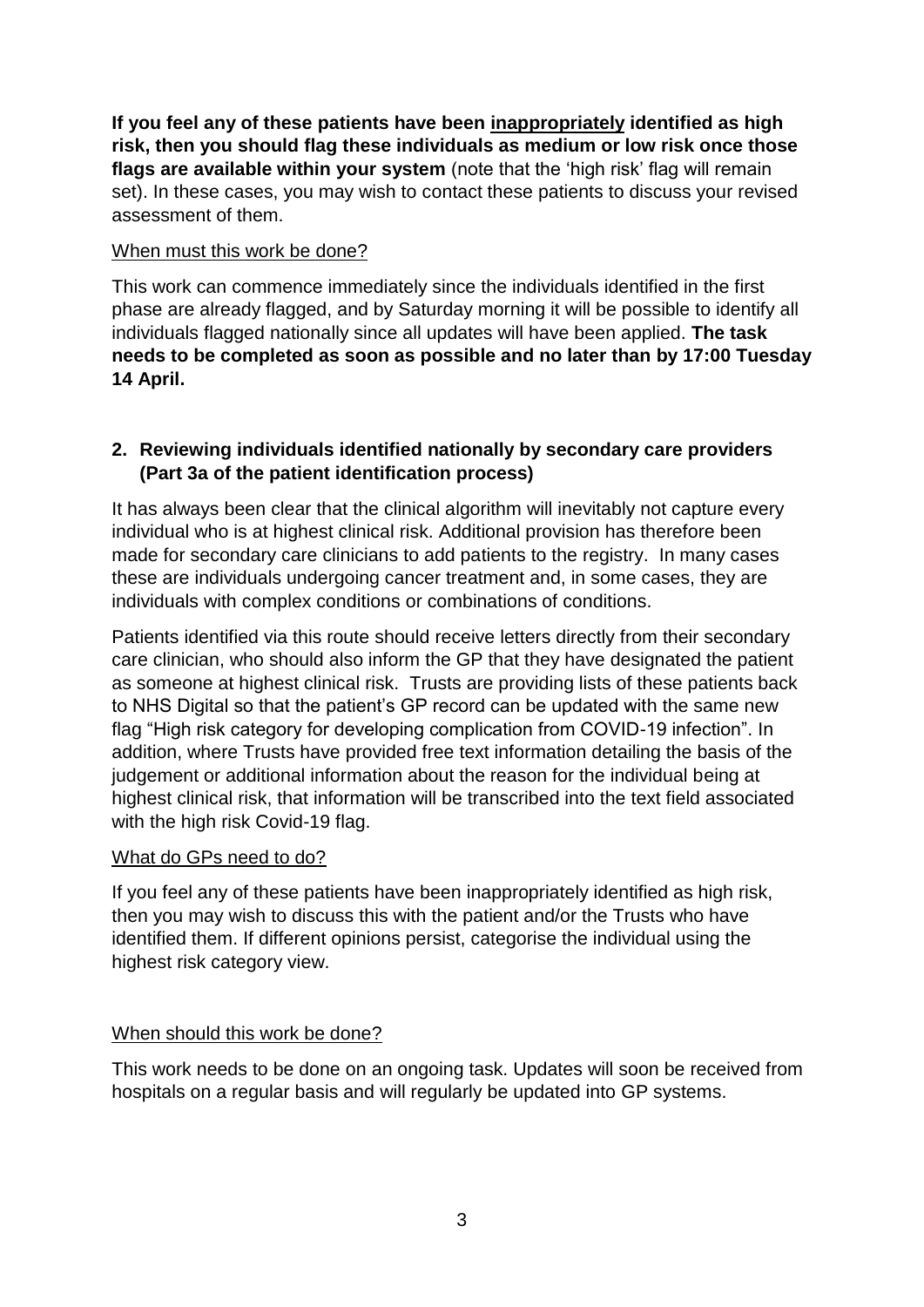**If you feel any of these patients have been <u>inappropriately</u> identified as high risk, then you should flag these individuals as medium or low risk once those flags are available within your system** (note that the 'high risk' flag will remain set). In these cases, you may wish to contact these patients to discuss your revised assessment of them.

<u>When must this work be done?</u>

This work can commence immediately since the individuals identified in the first phase are already flagged, and by Saturday morning it will be possible to identify all individuals flagged nationally since all updates will have been applied. **The task needs to be completed as soon as possible and no later than by 17:00 Tuesday 14 April.**

## 2. Reviewing individuals identified nationally by secondary care providers (Part 3a of the patient identification process)

It has always been clear that the clinical algorithm will inevitably not capture every individual who is at highest clinical risk. Additional provision has therefore been made for secondary care clinicians to add patients to the registry. In many cases these are individuals undergoing cancer treatment and, in some cases, they are individuals with complex conditions or combinations of conditions.

Patients identified via this route should receive letters directly from their secondary care clinician, who should also inform the GP that they have designated the patient as someone at highest clinical risk. Trusts are providing lists of these patients back to NHS Digital so that the patient's GP record can be updated with the same new flag "High risk category for developing complication from COVID-19 infection". In addition, where Trusts have provided free text information detailing the basis of the judgement or additional information about the reason for the individual being at highest clinical risk, that information will be transcribed into the text field associated with the high risk Covid-19 flag.

<u>What do GPs need to do?</u>

If you feel any of these patients have been inappropriately identified as high risk, then you may wish to discuss this with the patient and/or the Trusts who have identified them. If different opinions persist, categorise the individual using the highest risk category view.

<u>When should this work be done?</u>

This work needs to be done on an ongoing task. Updates will soon be received from hospitals on a regular basis and will regularly be updated into GP systems.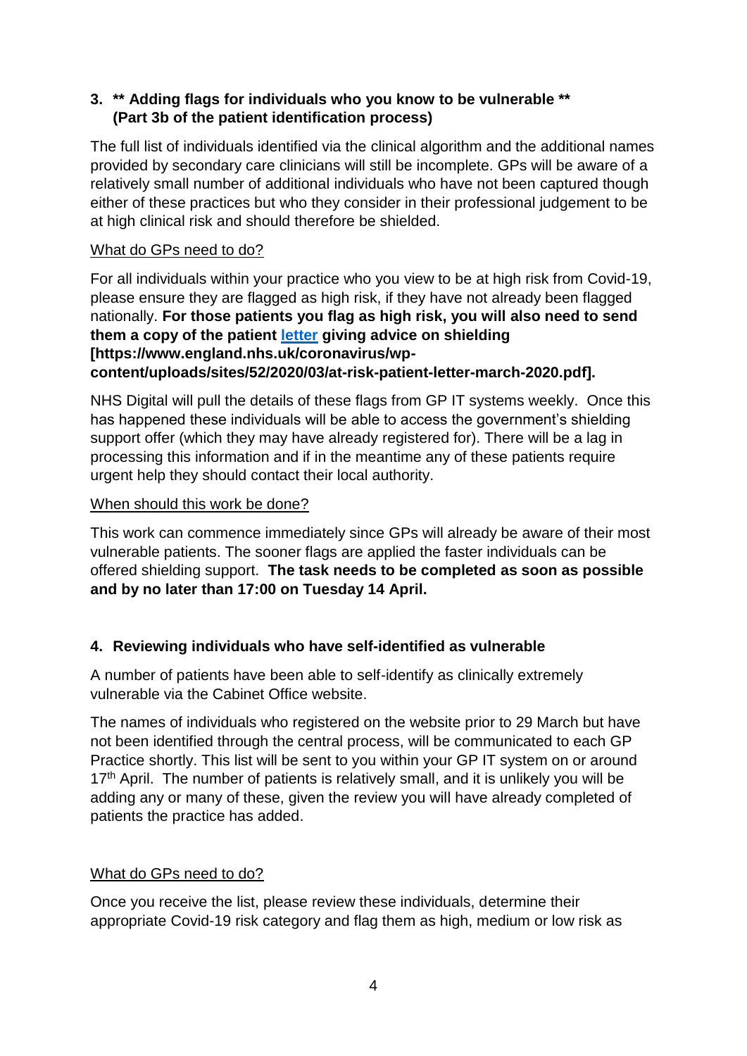### 3. ** Adding flags for individuals who you know to be vulnerable ** (Part 3b of the patient identification process)

The full list of individuals identified via the clinical algorithm and the additional names provided by secondary care clinicians will still be incomplete. GPs will be aware of a relatively small number of additional individuals who have not been captured though either of these practices but who they consider in their professional judgement to be at high clinical risk and should therefore be shielded.

<u>What do GPs need to do?</u>

For all individuals within your practice who you view to be at high risk from Covid-19, please ensure they are flagged as high risk, if they have not already been flagged nationally. **For those patients you flag as high risk, you will also need to send them a copy of the patient letter giving advice on shielding [https://www.england.nhs.uk/coronavirus/wp-content/uploads/sites/52/2020/03/at-risk-patient-letter-march-2020.pdf].**

NHS Digital will pull the details of these flags from GP IT systems weekly. Once this has happened these individuals will be able to access the government's shielding support offer (which they may have already registered for). There will be a lag in processing this information and if in the meantime any of these patients require urgent help they should contact their local authority.

<u>When should this work be done?</u>

This work can commence immediately since GPs will already be aware of their most vulnerable patients. The sooner flags are applied the faster individuals can be offered shielding support. **The task needs to be completed as soon as possible and by no later than 17:00 on Tuesday 14 April.**

### 4. Reviewing individuals who have self-identified as vulnerable

A number of patients have been able to self-identify as clinically extremely vulnerable via the Cabinet Office website.

The names of individuals who registered on the website prior to 29 March but have not been identified through the central process, will be communicated to each GP Practice shortly. This list will be sent to you within your GP IT system on or around 17th April. The number of patients is relatively small, and it is unlikely you will be adding any or many of these, given the review you will have already completed of patients the practice has added.

<u>What do GPs need to do?</u>

Once you receive the list, please review these individuals, determine their appropriate Covid-19 risk category and flag them as high, medium or low risk as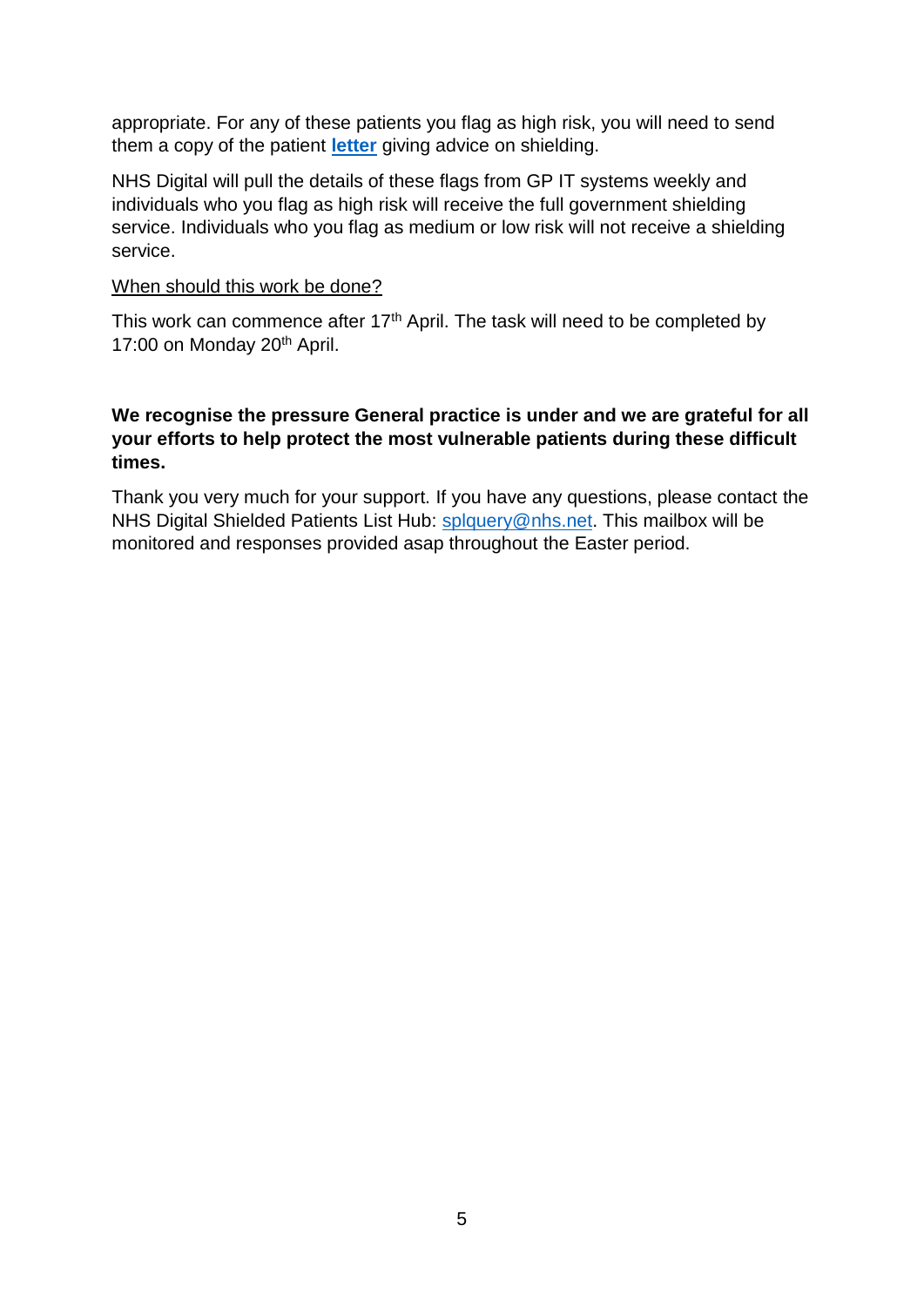appropriate. For any of these patients you flag as high risk, you will need to send them a copy of the patient **letter** giving advice on shielding.

NHS Digital will pull the details of these flags from GP IT systems weekly and individuals who you flag as high risk will receive the full government shielding service. Individuals who you flag as medium or low risk will not receive a shielding service.

<u>When should this work be done?</u>

This work can commence after 17th April. The task will need to be completed by 17:00 on Monday 20th April.

**We recognise the pressure General practice is under and we are grateful for all your efforts to help protect the most vulnerable patients during these difficult times.**

Thank you very much for your support. If you have any questions, please contact the NHS Digital Shielded Patients List Hub: splquery@nhs.net. This mailbox will be monitored and responses provided asap throughout the Easter period.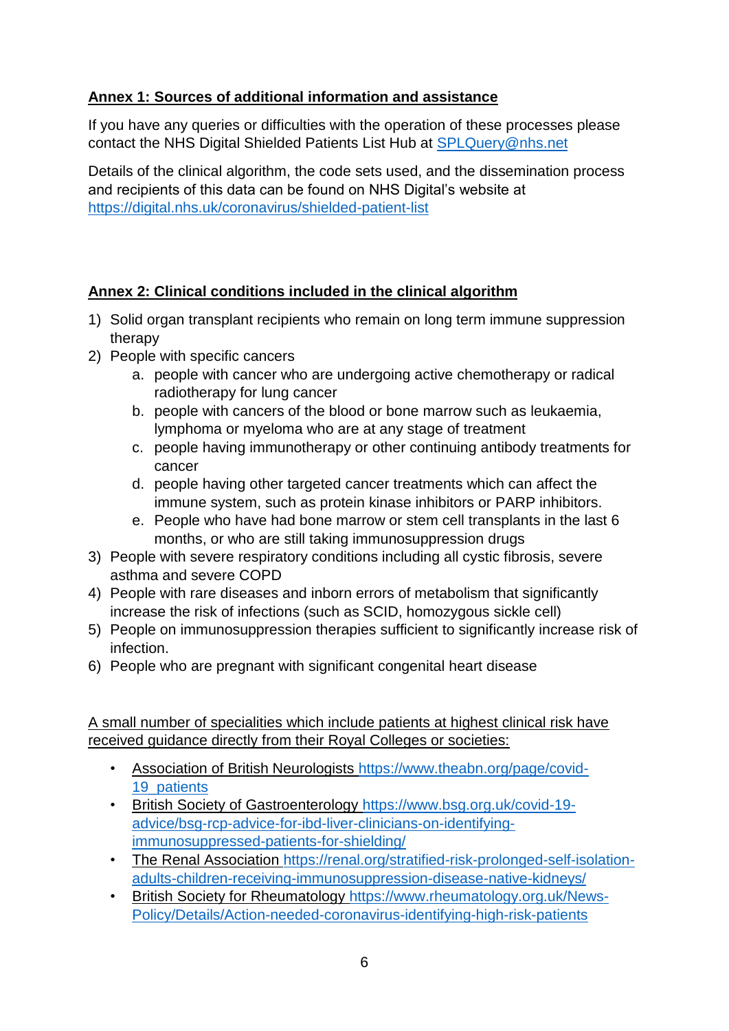## Annex 1: Sources of additional information and assistance

If you have any queries or difficulties with the operation of these processes please contact the NHS Digital Shielded Patients List Hub at SPLQuery@nhs.net

Details of the clinical algorithm, the code sets used, and the dissemination process and recipients of this data can be found on NHS Digital's website at https://digital.nhs.uk/coronavirus/shielded-patient-list

## Annex 2: Clinical conditions included in the clinical algorithm

1) Solid organ transplant recipients who remain on long term immune suppression therapy
2) People with specific cancers
    a. people with cancer who are undergoing active chemotherapy or radical radiotherapy for lung cancer
    b. people with cancers of the blood or bone marrow such as leukaemia, lymphoma or myeloma who are at any stage of treatment
    c. people having immunotherapy or other continuing antibody treatments for cancer
    d. people having other targeted cancer treatments which can affect the immune system, such as protein kinase inhibitors or PARP inhibitors.
    e. People who have had bone marrow or stem cell transplants in the last 6 months, or who are still taking immunosuppression drugs
3) People with severe respiratory conditions including all cystic fibrosis, severe asthma and severe COPD
4) People with rare diseases and inborn errors of metabolism that significantly increase the risk of infections (such as SCID, homozygous sickle cell)
5) People on immunosuppression therapies sufficient to significantly increase risk of infection.
6) People who are pregnant with significant congenital heart disease

A small number of specialities which include patients at highest clinical risk have received guidance directly from their Royal Colleges or societies:

- Association of British Neurologists https://www.theabn.org/page/covid-19_patients
- British Society of Gastroenterology https://www.bsg.org.uk/covid-19-advice/bsg-rcp-advice-for-ibd-liver-clinicians-on-identifying-immunosuppressed-patients-for-shielding/
- The Renal Association https://renal.org/stratified-risk-prolonged-self-isolation-adults-children-receiving-immunosuppression-disease-native-kidneys/
- British Society for Rheumatology https://www.rheumatology.org.uk/News-Policy/Details/Action-needed-coronavirus-identifying-high-risk-patients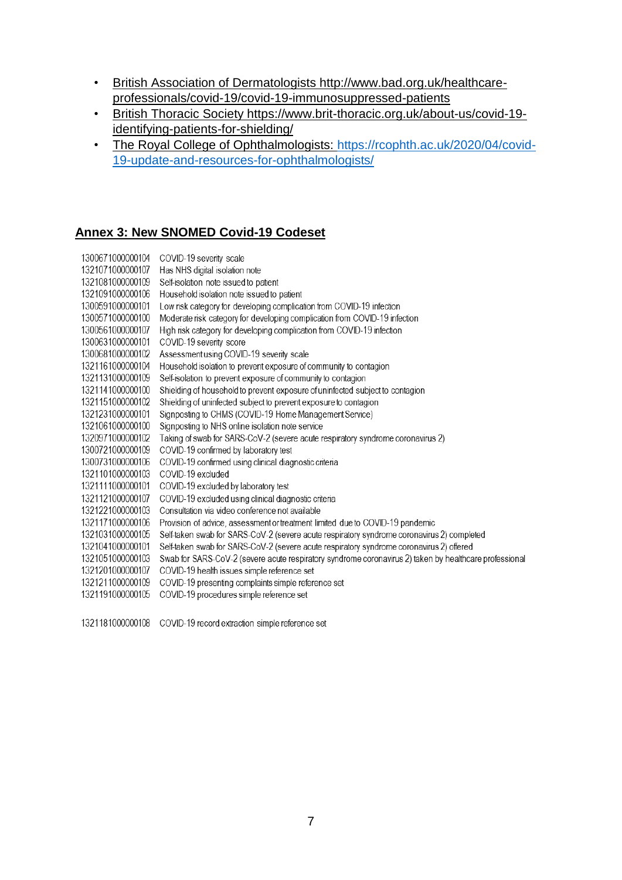- British Association of Dermatologists http://www.bad.org.uk/healthcare-professionals/covid-19/covid-19-immunosuppressed-patients
- British Thoracic Society https://www.brit-thoracic.org.uk/about-us/covid-19-identifying-patients-for-shielding/
- The Royal College of Ophthalmologists: https://rcophth.ac.uk/2020/04/covid-19-update-and-resources-for-ophthalmologists/

## Annex 3: New SNOMED Covid-19 Codeset

| | |
|---|---|
| 1300671000000104 | COVID-19 severity scale |
| 1321071000000107 | Has NHS digital isolation note |
| 1321081000000109 | Self-isolation note issued to patient |
| 1321091000000106 | Household isolation note issued to patient |
| 1300591000000101 | Low risk category for developing complication from COVID-19 infection |
| 1300571000000100 | Moderate risk category for developing complication from COVID-19 infection |
| 1300561000000107 | High risk category for developing complication from COVID-19 infection |
| 1300631000000101 | COVID-19 severity score |
| 1300681000000102 | Assessment using COVID-19 severity scale |
| 1321161000000104 | Household isolation to prevent exposure of community to contagion |
| 1321131000000109 | Self-isolation to prevent exposure of community to contagion |
| 1321141000000100 | Shielding of household to prevent exposure of uninfected subject to contagion |
| 1321151000000102 | Shielding of uninfected subject to prevent exposure to contagion |
| 1321231000000101 | Signposting to CHMS (COVID-19 Home Management Service) |
| 1321061000000100 | Signposting to NHS online isolation note service |
| 1320971000000102 | Taking of swab for SARS-CoV-2 (severe acute respiratory syndrome coronavirus 2) |
| 1300721000000109 | COVID-19 confirmed by laboratory test |
| 1300731000000106 | COVID-19 confirmed using clinical diagnostic criteria |
| 1321101000000103 | COVID-19 excluded |
| 1321111000000101 | COVID-19 excluded by laboratory test |
| 1321121000000107 | COVID-19 excluded using clinical diagnostic criteria |
| 1321221000000103 | Consultation via video conference not available |
| 1321171000000106 | Provision of advice, assessment or treatment limited due to COVID-19 pandemic |
| 1321031000000105 | Self-taken swab for SARS-CoV-2 (severe acute respiratory syndrome coronavirus 2) completed |
| 1321041000000101 | Self-taken swab for SARS-CoV-2 (severe acute respiratory syndrome coronavirus 2) offered |
| 1321051000000103 | Swab for SARS-CoV-2 (severe acute respiratory syndrome coronavirus 2) taken by healthcare professional |
| 1321201000000107 | COVID-19 health issues simple reference set |
| 1321211000000109 | COVID-19 presenting complaints simple reference set |
| 1321191000000105 | COVID-19 procedures simple reference set |
| 1321181000000108 | COVID-19 record extraction simple reference set |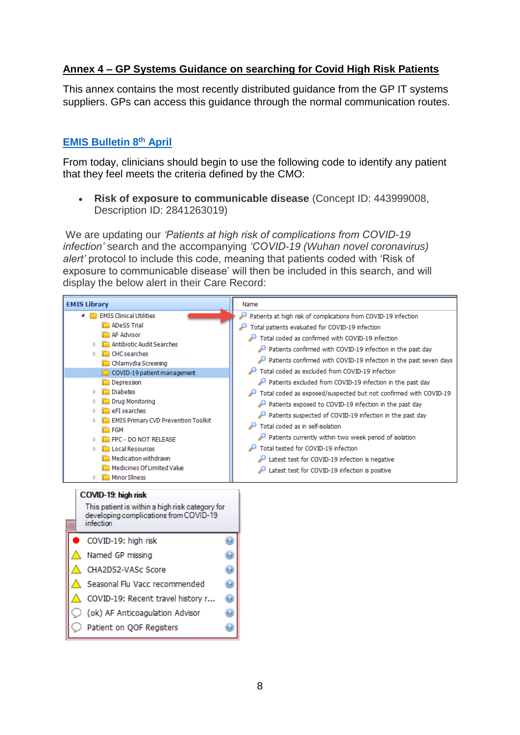## Annex 4 – GP Systems Guidance on searching for Covid High Risk Patients

This annex contains the most recently distributed guidance from the GP IT systems suppliers. GPs can access this guidance through the normal communication routes.

### EMIS Bulletin 8th April

From today, clinicians should begin to use the following code to identify any patient that they feel meets the criteria defined by the CMO:

- **Risk of exposure to communicable disease** (Concept ID: 443999008, Description ID: 2841263019)

We are updating our *'Patients at high risk of complications from COVID-19 infection'* search and the accompanying *'COVID-19 (Wuhan novel coronavirus) alert'* protocol to include this code, meaning that patients coded with 'Risk of exposure to communicable disease' will then be included in this search, and will display the below alert in their Care Record: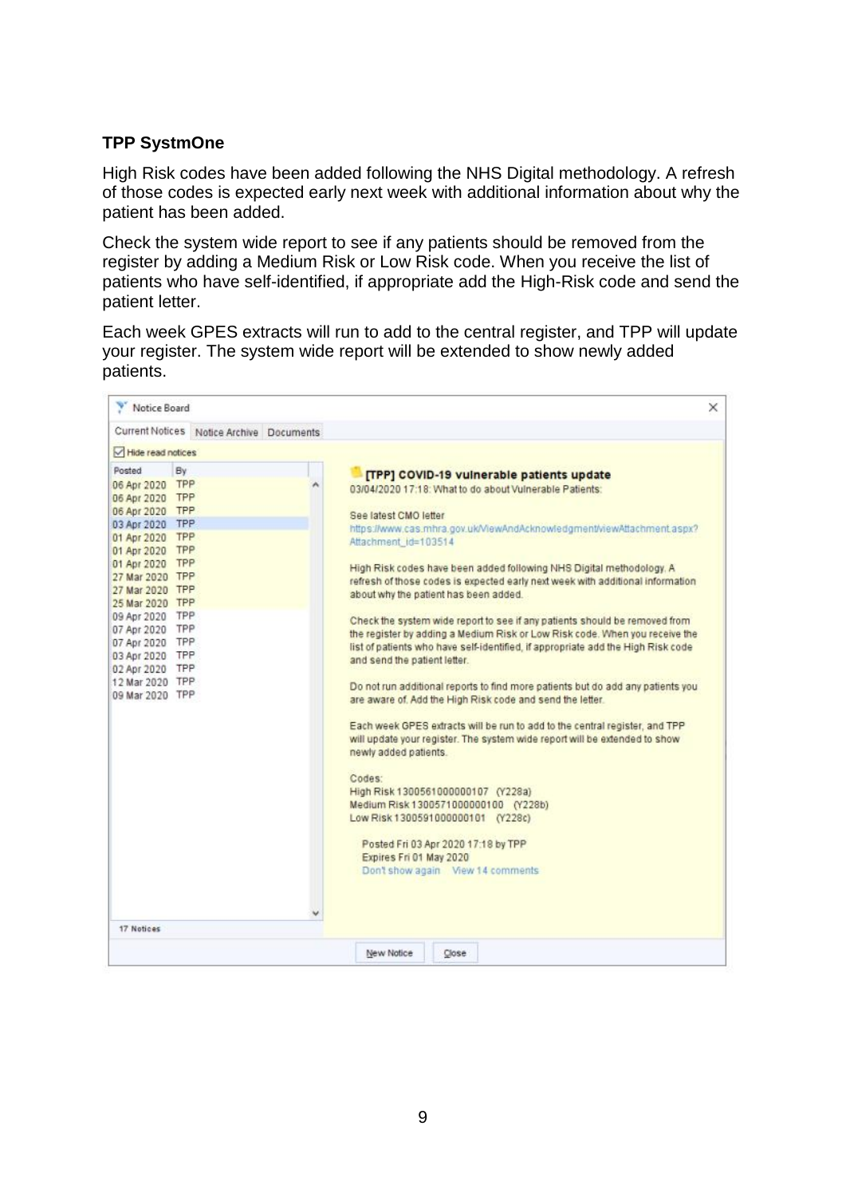**TPP SystmOne**

High Risk codes have been added following the NHS Digital methodology. A refresh of those codes is expected early next week with additional information about why the patient has been added.

Check the system wide report to see if any patients should be removed from the register by adding a Medium Risk or Low Risk code. When you receive the list of patients who have self-identified, if appropriate add the High-Risk code and send the patient letter.

Each week GPES extracts will run to add to the central register, and TPP will update your register. The system wide report will be extended to show newly added patients.

Notice Board

Current Notices | Notice Archive | Documents

Hide read notices

| Posted | By |
| --- | --- |
| 06 Apr 2020 | TPP |
| 06 Apr 2020 | TPP |
| 06 Apr 2020 | TPP |
| 03 Apr 2020 | TPP |
| 01 Apr 2020 | TPP |
| 01 Apr 2020 | TPP |
| 01 Apr 2020 | TPP |
| 27 Mar 2020 | TPP |
| 27 Mar 2020 | TPP |
| 25 Mar 2020 | TPP |
| 09 Apr 2020 | TPP |
| 07 Apr 2020 | TPP |
| 07 Apr 2020 | TPP |
| 03 Apr 2020 | TPP |
| 02 Apr 2020 | TPP |
| 12 Mar 2020 | TPP |
| 09 Mar 2020 | TPP |

17 Notices

**[TPP] COVID-19 vulnerable patients update**

03/04/2020 17:18: What to do about Vulnerable Patients:

See latest CMO letter
https://www.cas.mhra.gov.uk/ViewAndAcknowledgment/viewAttachment.aspx?Attachment_id=103514

High Risk codes have been added following NHS Digital methodology. A refresh of those codes is expected early next week with additional information about why the patient has been added.

Check the system wide report to see if any patients should be removed from the register by adding a Medium Risk or Low Risk code. When you receive the list of patients who have self-identified, if appropriate add the High Risk code and send the patient letter.

Do not run additional reports to find more patients but do add any patients you are aware of. Add the High Risk code and send the letter.

Each week GPES extracts will be run to add to the central register, and TPP will update your register. The system wide report will be extended to show newly added patients.

Codes:
High Risk 1300561000000107 (Y228a)
Medium Risk 1300571000000100 (Y228b)
Low Risk 1300591000000101 (Y228c)

Posted Fri 03 Apr 2020 17:18 by TPP
Expires Fri 01 May 2020
Don't show again View 14 comments

New Notice | Close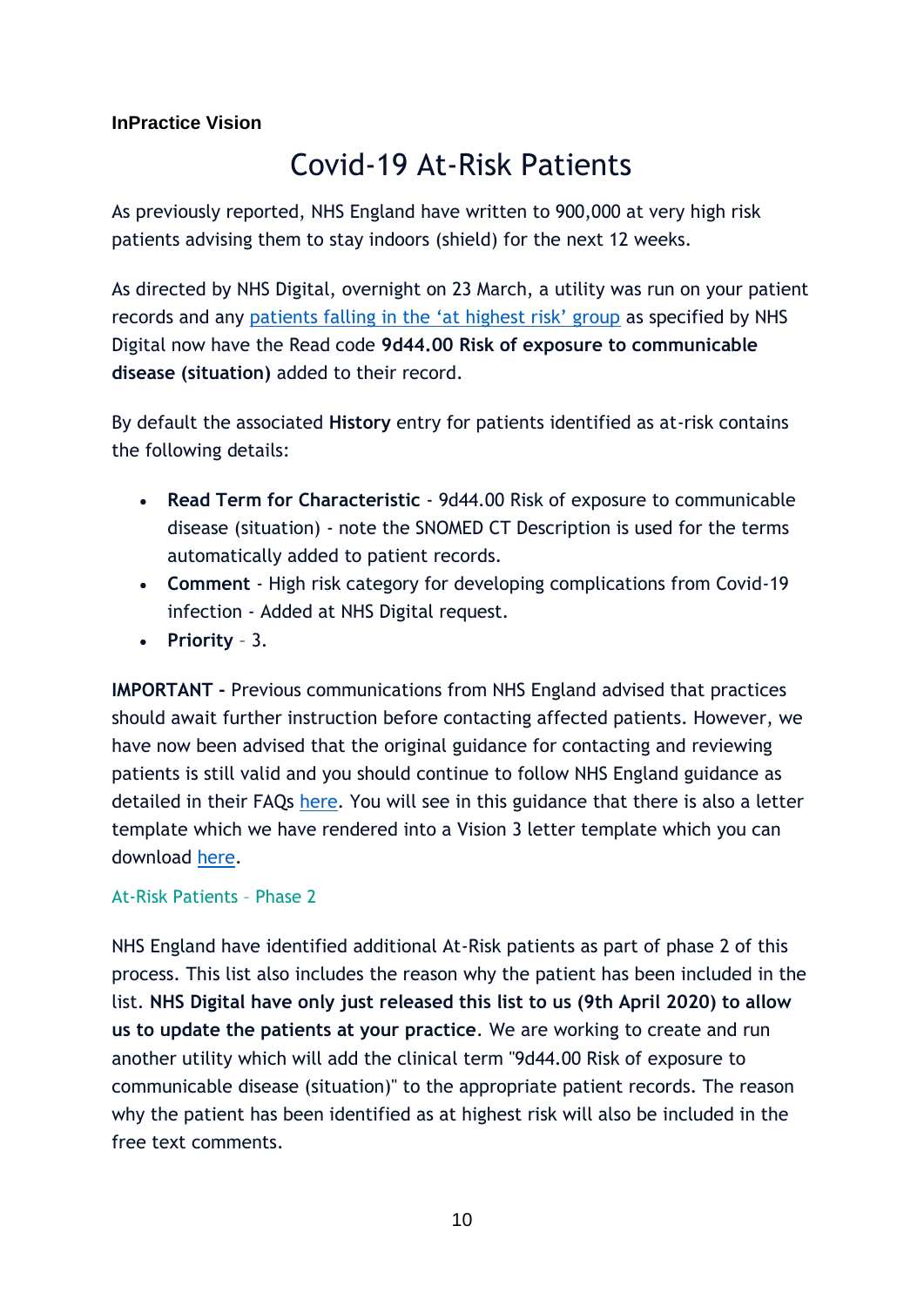**InPractice Vision**

# Covid-19 At-Risk Patients

As previously reported, NHS England have written to 900,000 at very high risk patients advising them to stay indoors (shield) for the next 12 weeks.

As directed by NHS Digital, overnight on 23 March, a utility was run on your patient records and any patients falling in the 'at highest risk' group as specified by NHS Digital now have the Read code **9d44.00 Risk of exposure to communicable disease (situation)** added to their record.

By default the associated **History** entry for patients identified as at-risk contains the following details:

- **Read Term for Characteristic** - 9d44.00 Risk of exposure to communicable disease (situation) - note the SNOMED CT Description is used for the terms automatically added to patient records.
- **Comment** - High risk category for developing complications from Covid-19 infection - Added at NHS Digital request.
- **Priority** – 3.

**IMPORTANT -** Previous communications from NHS England advised that practices should await further instruction before contacting affected patients. However, we have now been advised that the original guidance for contacting and reviewing patients is still valid and you should continue to follow NHS England guidance as detailed in their FAQs here. You will see in this guidance that there is also a letter template which we have rendered into a Vision 3 letter template which you can download here.

### At-Risk Patients – Phase 2

NHS England have identified additional At-Risk patients as part of phase 2 of this process. This list also includes the reason why the patient has been included in the list. **NHS Digital have only just released this list to us (9th April 2020) to allow us to update the patients at your practice**. We are working to create and run another utility which will add the clinical term "9d44.00 Risk of exposure to communicable disease (situation)" to the appropriate patient records. The reason why the patient has been identified as at highest risk will also be included in the free text comments.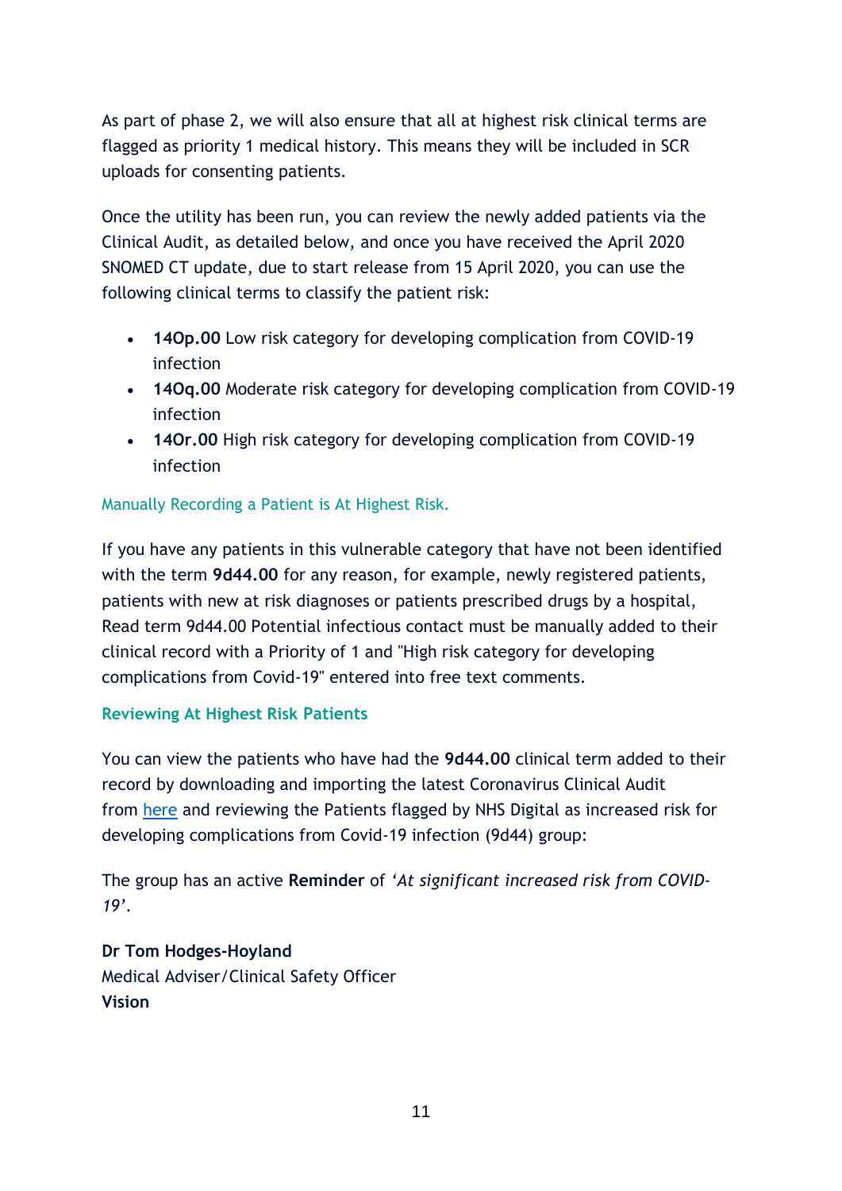As part of phase 2, we will also ensure that all at highest risk clinical terms are flagged as priority 1 medical history. This means they will be included in SCR uploads for consenting patients.

Once the utility has been run, you can review the newly added patients via the Clinical Audit, as detailed below, and once you have received the April 2020 SNOMED CT update, due to start release from 15 April 2020, you can use the following clinical terms to classify the patient risk:

- **14Op.00** Low risk category for developing complication from COVID-19 infection
- **14Oq.00** Moderate risk category for developing complication from COVID-19 infection
- **14Or.00** High risk category for developing complication from COVID-19 infection

### Manually Recording a Patient is At Highest Risk.

If you have any patients in this vulnerable category that have not been identified with the term **9d44.00** for any reason, for example, newly registered patients, patients with new at risk diagnoses or patients prescribed drugs by a hospital, Read term 9d44.00 Potential infectious contact must be manually added to their clinical record with a Priority of 1 and "High risk category for developing complications from Covid-19" entered into free text comments.

### Reviewing At Highest Risk Patients

You can view the patients who have had the **9d44.00** clinical term added to their record by downloading and importing the latest Coronavirus Clinical Audit from here and reviewing the Patients flagged by NHS Digital as increased risk for developing complications from Covid-19 infection (9d44) group:

The group has an active **Reminder** of *'At significant increased risk from COVID-19'*.

**Dr Tom Hodges-Hoyland**
Medical Adviser/Clinical Safety Officer
**Vision**